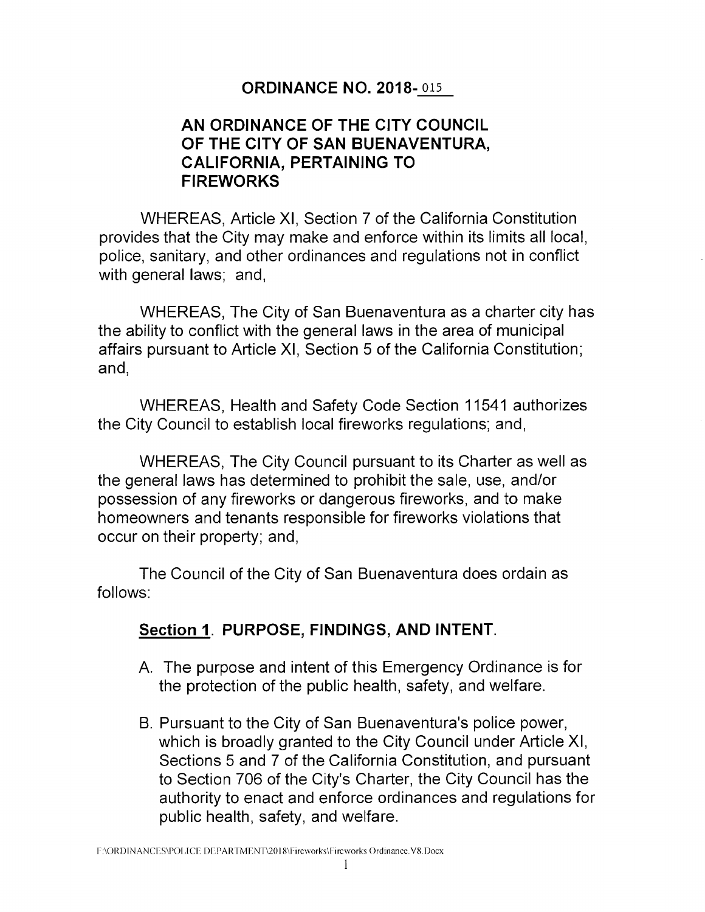# ORDINANCE NO. 2018-015

## AN ORDINANCE OF THE CITY COUNCIL OF THE CITY OF SAN BUENAVENTURA, CALIFORNIA, PERTAINING TO FIREWORKS

WHEREAS, Article XI, Section 7 of the California Constitution provides that the City may make and enforce within its limits all local, police, sanitary, and other ordinances and regulations not in conflict with general laws; and,

WHEREAS, The City of San Buenaventura as a charter city has the ability to conflict with the general laws in the area of municipal affairs pursuant to Article XI, Section 5 of the California Constitution; and,

WHEREAS, Health and Safety Code Section 11541 authorizes the City Council to establish local fireworks regulations; and,

WHEREAS, The City Council pursuant to its Charter as well as the general laws has determined to prohibit the sale, use, and/or possession of any fireworks or dangerous fireworks, and to make homeowners and tenants responsible for fireworks violations that occur on their property; and,

The Council of the City of San Buenaventura does ordain as follows:

### **Section 1**. PURPOSE, FINDINGS, AND INTENT.

A. The purpose and intent of this Emergency Ordinance is for the protection of the public health, safety, and welfare.

B. Pursuant to the City of San Buenaventura's police power, which is broadly granted to the City Council under Article XI, Sections 5 and 7 of the California Constitution, and pursuant to Section 706 of the City's Charter, the City Council has the authority to enact and enforce ordinances and regulations for public health, safety, and welfare.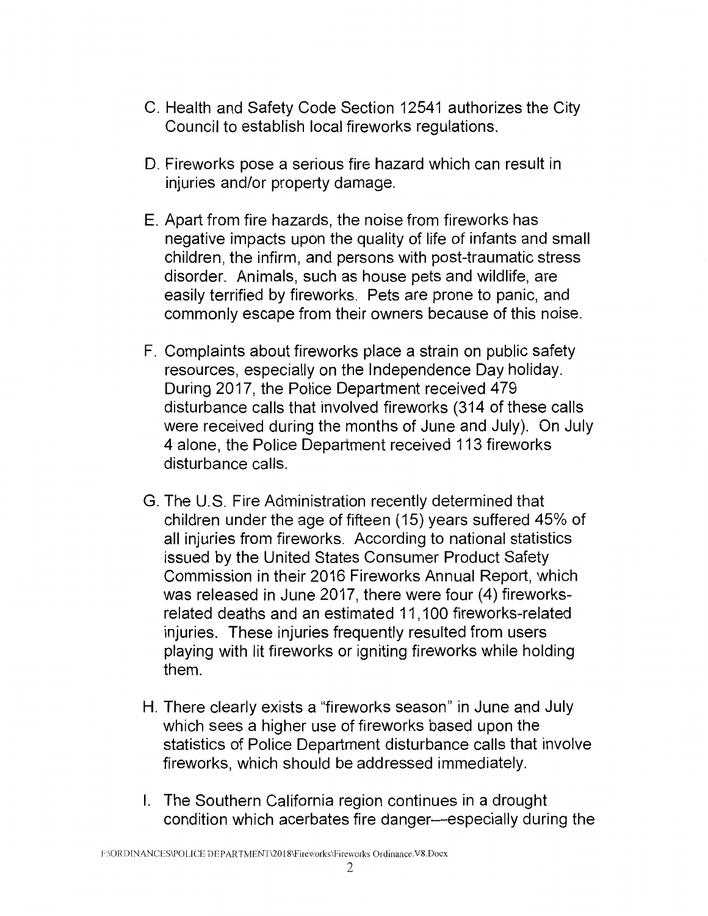C. Health and Safety Code Section 12541 authorizes the City Council to establish local fireworks regulations.

D. Fireworks pose a serious fire hazard which can result in injuries and/or property damage.

E. Apart from fire hazards, the noise from fireworks has negative impacts upon the quality of life of infants and small children, the infirm, and persons with post-traumatic stress disorder. Animals, such as house pets and wildlife, are easily terrified by fireworks. Pets are prone to panic, and commonly escape from their owners because of this noise.

F. Complaints about fireworks place a strain on public safety resources, especially on the Independence Day holiday. During 2017, the Police Department received 479 disturbance calls that involved fireworks (314 of these calls were received during the months of June and July). On July 4 alone, the Police Department received 113 fireworks disturbance calls.

G. The U.S. Fire Administration recently determined that children under the age of fifteen (15) years suffered 45% of all injuries from fireworks. According to national statistics issued by the United States Consumer Product Safety Commission in their 2016 Fireworks Annual Report, which was released in June 2017, there were four (4) fireworks-related deaths and an estimated 11,100 fireworks-related injuries. These injuries frequently resulted from users playing with lit fireworks or igniting fireworks while holding them.

H. There clearly exists a "fireworks season" in June and July which sees a higher use of fireworks based upon the statistics of Police Department disturbance calls that involve fireworks, which should be addressed immediately.

I. The Southern California region continues in a drought condition which acerbates fire danger—especially during the

F:\ORDINANCES\POLICE DEPARTMENT\2018\Fireworks\Fireworks Ordinance.V8.Docx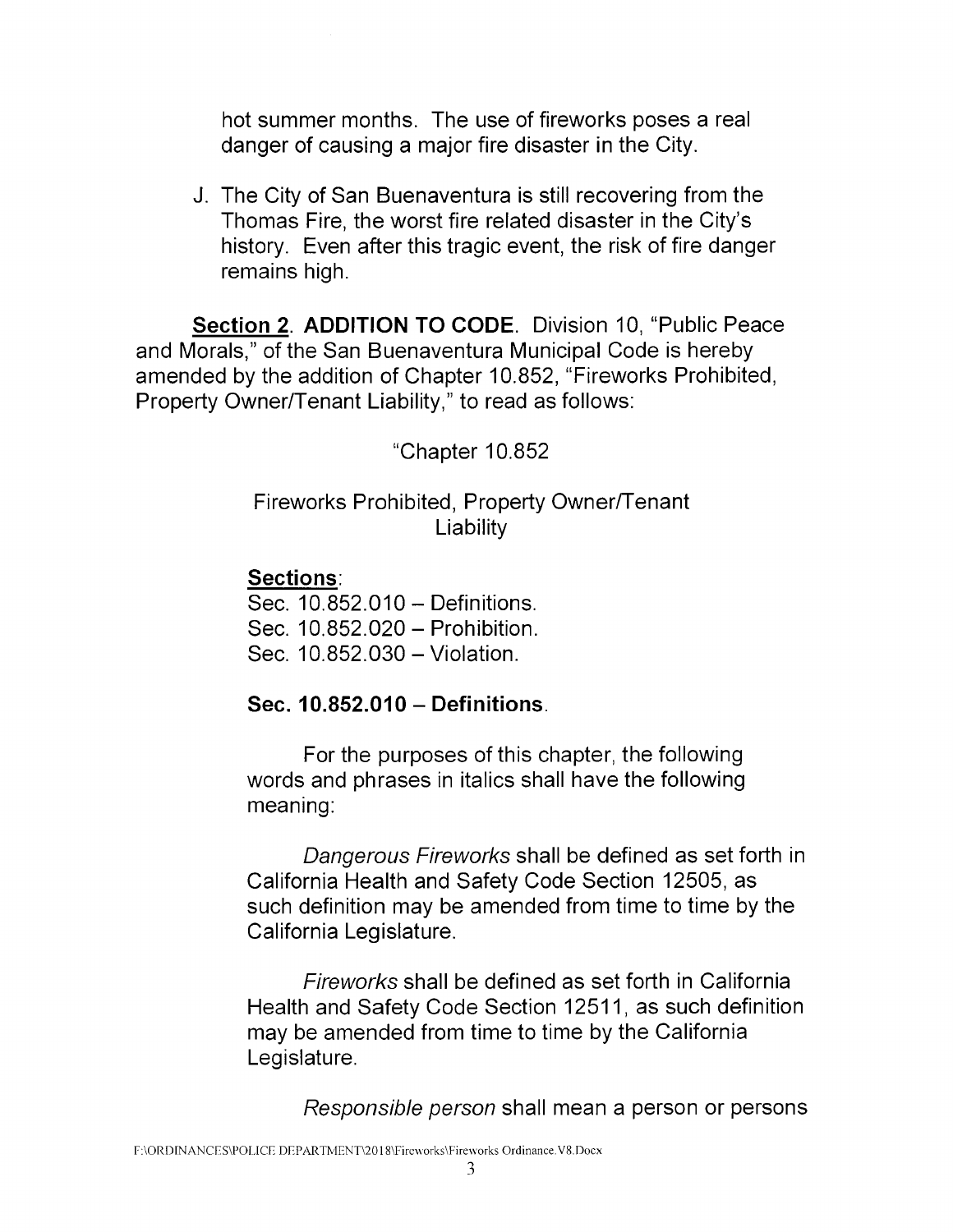hot summer months. The use of fireworks poses a real danger of causing a major fire disaster in the City.

J. The City of San Buenaventura is still recovering from the Thomas Fire, the worst fire related disaster in the City's history. Even after this tragic event, the risk of fire danger remains high.

**Section 2**. **ADDITION TO CODE**. Division 10, "Public Peace and Morals," of the San Buenaventura Municipal Code is hereby amended by the addition of Chapter 10.852, "Fireworks Prohibited, Property Owner/Tenant Liability," to read as follows:

"Chapter 10.852

Fireworks Prohibited, Property Owner/Tenant Liability

**Sections**:

Sec. 10.852.010 – Definitions.
Sec. 10.852.020 – Prohibition.
Sec. 10.852.030 – Violation.

**Sec. 10.852.010 – Definitions**.

For the purposes of this chapter, the following words and phrases in italics shall have the following meaning:

*Dangerous Fireworks* shall be defined as set forth in California Health and Safety Code Section 12505, as such definition may be amended from time to time by the California Legislature.

*Fireworks* shall be defined as set forth in California Health and Safety Code Section 12511, as such definition may be amended from time to time by the California Legislature.

*Responsible person* shall mean a person or persons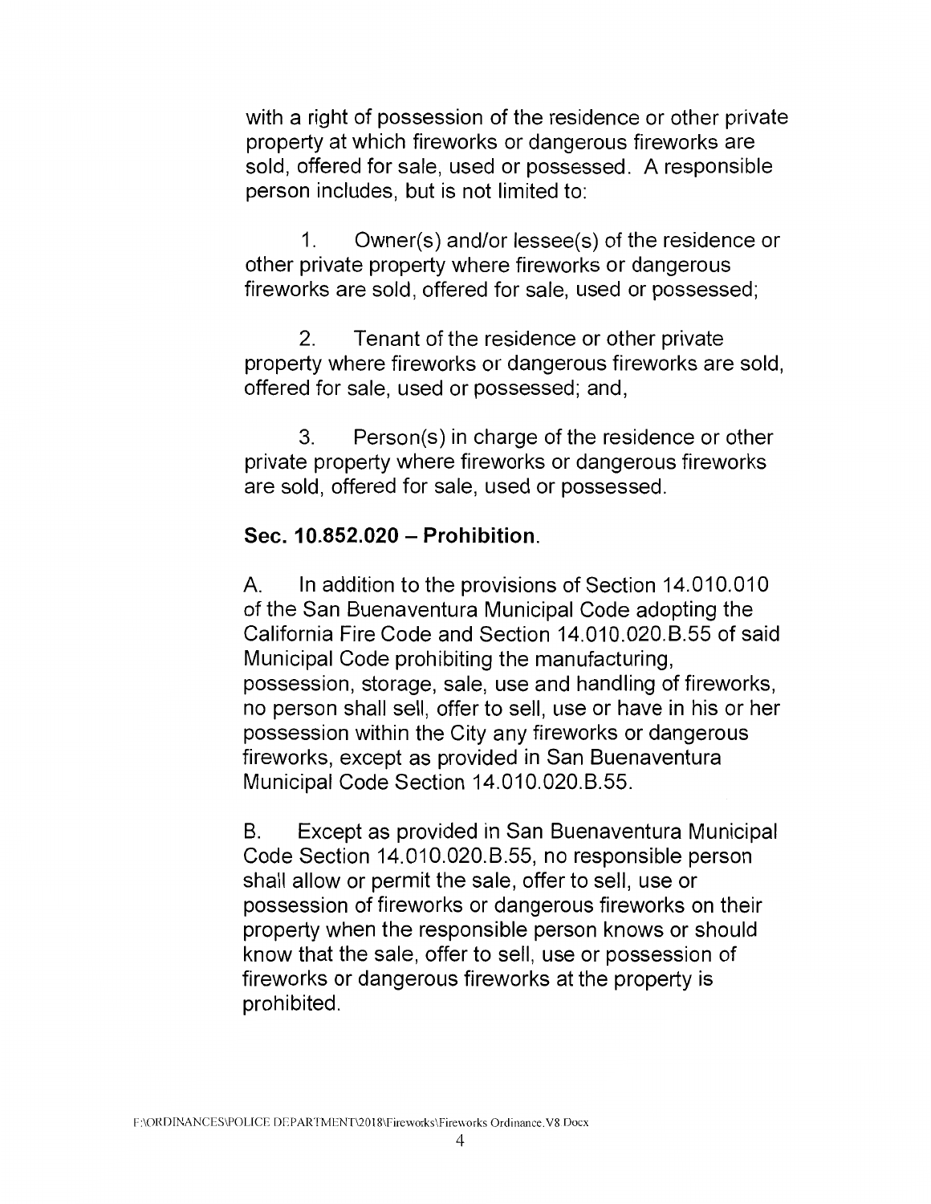with a right of possession of the residence or other private property at which fireworks or dangerous fireworks are sold, offered for sale, used or possessed. A responsible person includes, but is not limited to:

1. Owner(s) and/or lessee(s) of the residence or other private property where fireworks or dangerous fireworks are sold, offered for sale, used or possessed;

2. Tenant of the residence or other private property where fireworks or dangerous fireworks are sold, offered for sale, used or possessed; and,

3. Person(s) in charge of the residence or other private property where fireworks or dangerous fireworks are sold, offered for sale, used or possessed.

**Sec. 10.852.020 – Prohibition.**

A. In addition to the provisions of Section 14.010.010 of the San Buenaventura Municipal Code adopting the California Fire Code and Section 14.010.020.B.55 of said Municipal Code prohibiting the manufacturing, possession, storage, sale, use and handling of fireworks, no person shall sell, offer to sell, use or have in his or her possession within the City any fireworks or dangerous fireworks, except as provided in San Buenaventura Municipal Code Section 14.010.020.B.55.

B. Except as provided in San Buenaventura Municipal Code Section 14.010.020.B.55, no responsible person shall allow or permit the sale, offer to sell, use or possession of fireworks or dangerous fireworks on their property when the responsible person knows or should know that the sale, offer to sell, use or possession of fireworks or dangerous fireworks at the property is prohibited.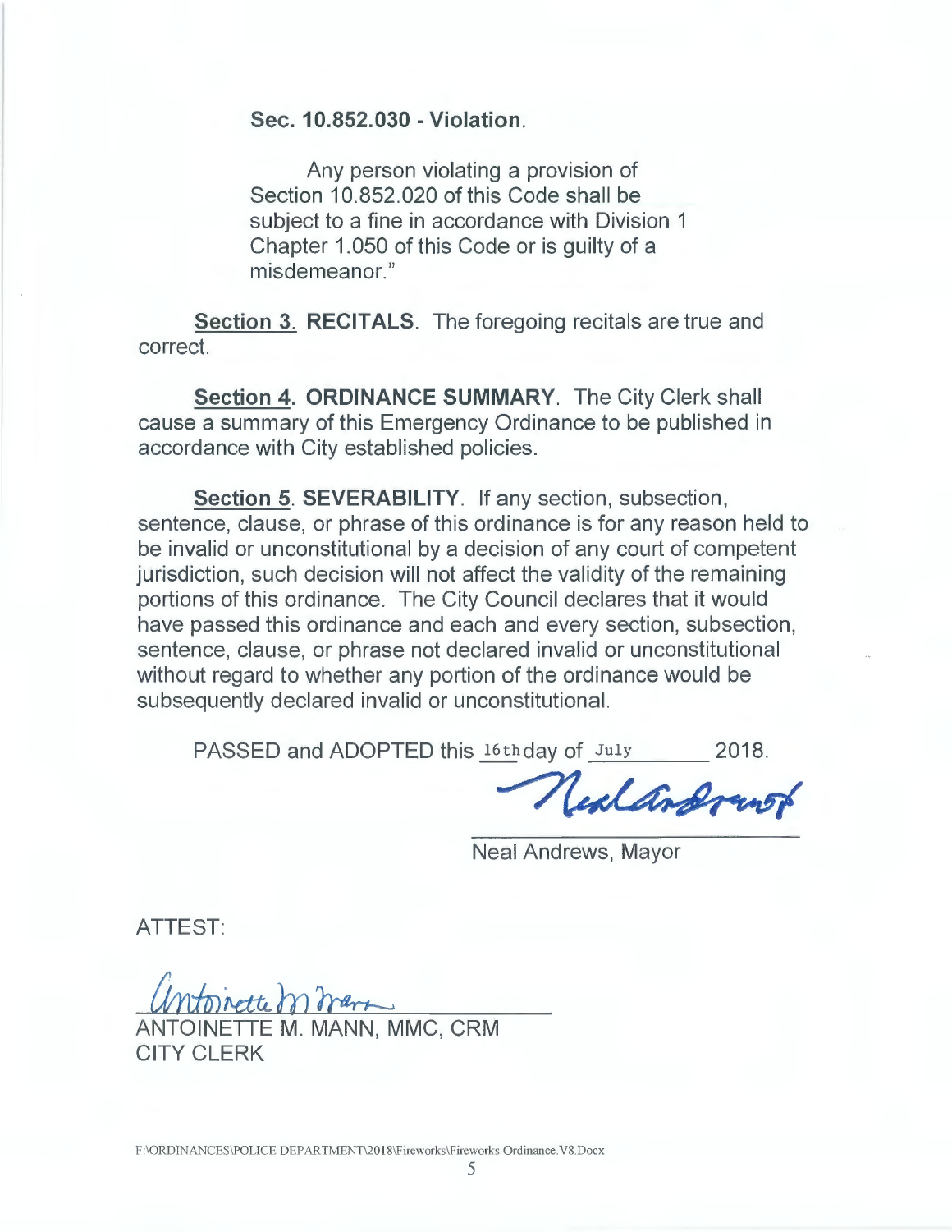**Sec. 10.852.030 - Violation.**

Any person violating a provision of Section 10.852.020 of this Code shall be subject to a fine in accordance with Division 1 Chapter 1.050 of this Code or is guilty of a misdemeanor."

**Section 3. RECITALS**. The foregoing recitals are true and correct.

**Section 4. ORDINANCE SUMMARY**. The City Clerk shall cause a summary of this Emergency Ordinance to be published in accordance with City established policies.

**Section 5. SEVERABILITY**. If any section, subsection, sentence, clause, or phrase of this ordinance is for any reason held to be invalid or unconstitutional by a decision of any court of competent jurisdiction, such decision will not affect the validity of the remaining portions of this ordinance. The City Council declares that it would have passed this ordinance and each and every section, subsection, sentence, clause, or phrase not declared invalid or unconstitutional without regard to whether any portion of the ordinance would be subsequently declared invalid or unconstitutional.

PASSED and ADOPTED this 16th day of July 2018.

Neal Andrews, Mayor

ATTEST:

ANTOINETTE M. MANN, MMC, CRM
CITY CLERK

F:\ORDINANCES\POLICE DEPARTMENT\2018\Fireworks\Fireworks Ordinance.V8.Docx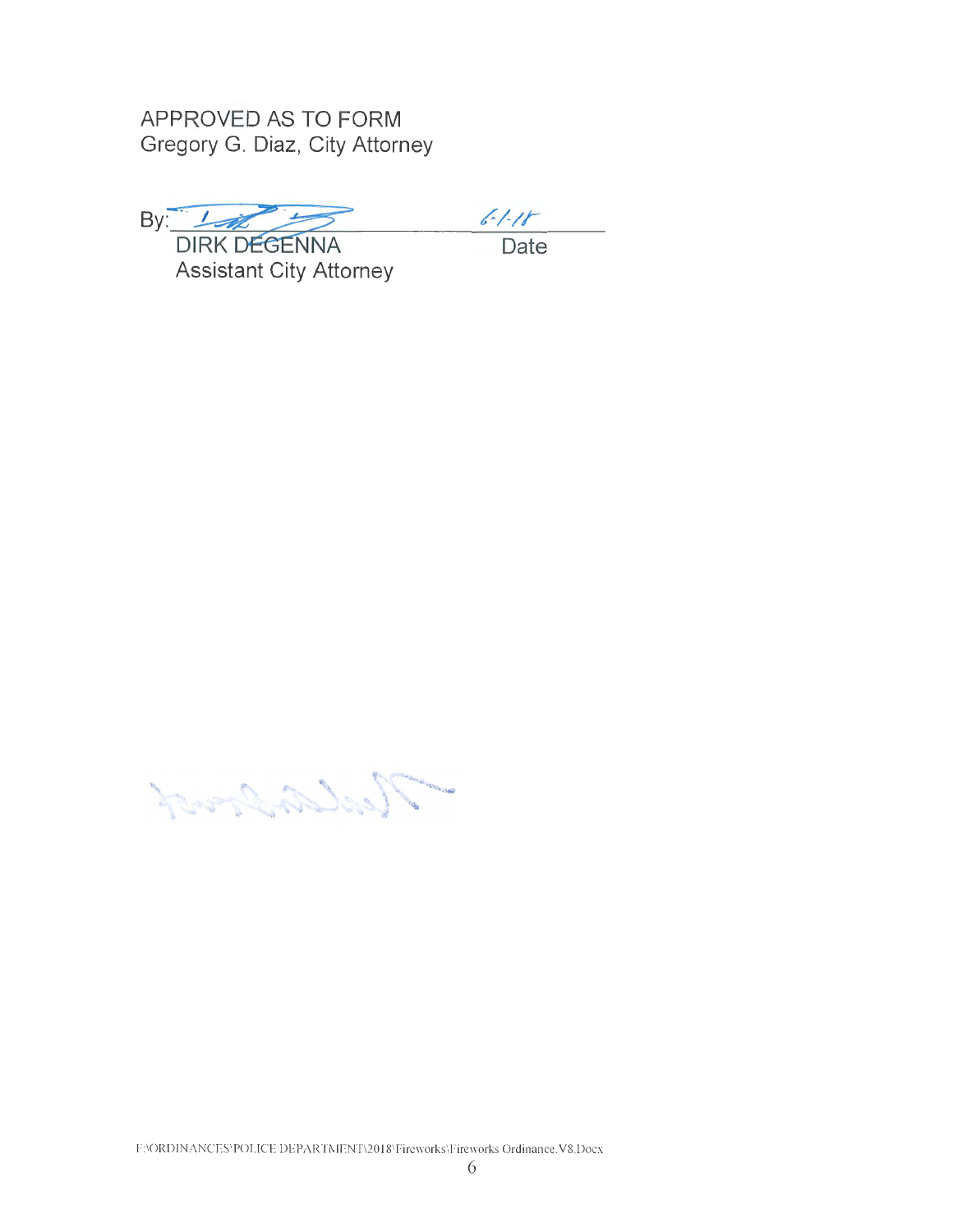APPROVED AS TO FORM
Gregory G. Diaz, City Attorney

By: ______________________ 6-1-18

DIRK DEGENNA  Date
Assistant City Attorney

F:\ORDINANCES\POLICE DEPARTMENT\2018\Fireworks\Fireworks Ordinance.V8.Docx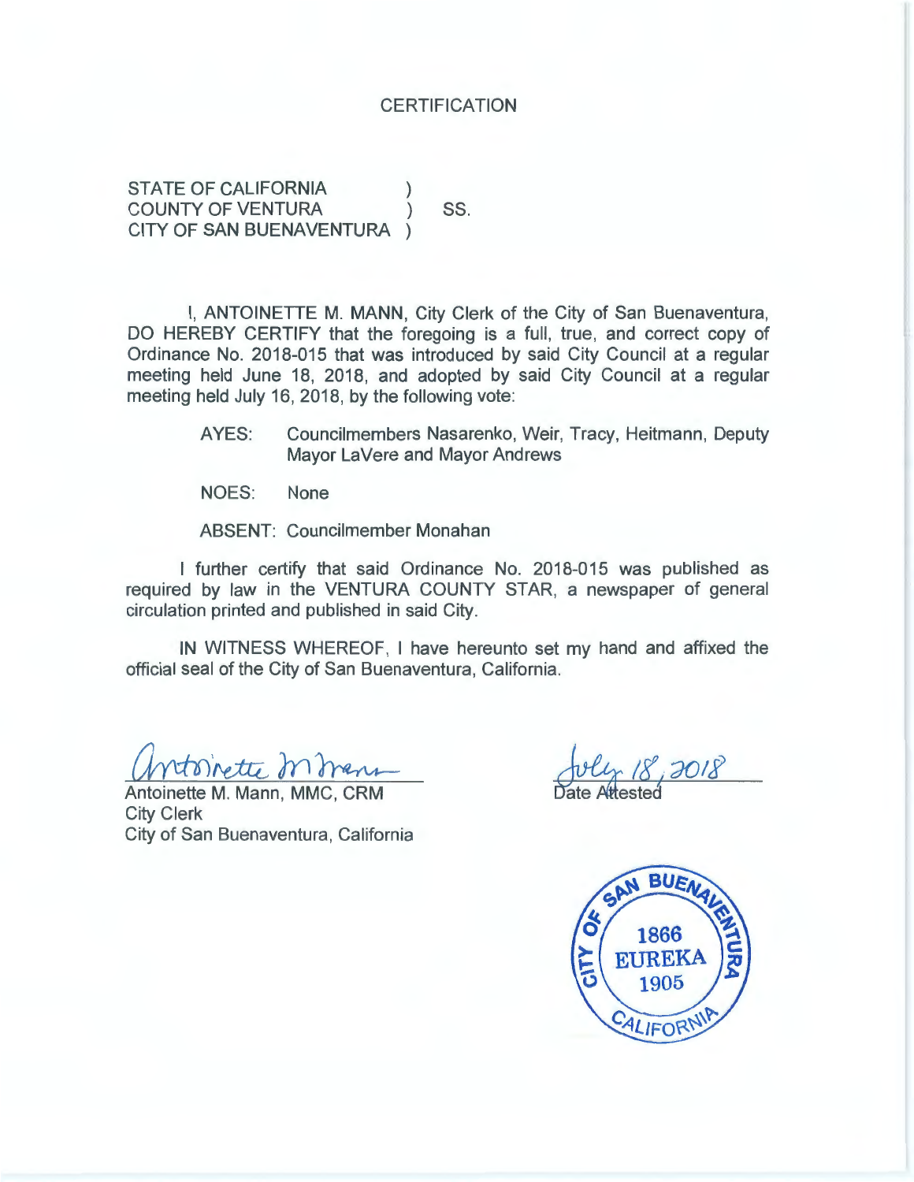# CERTIFICATION

STATE OF CALIFORNIA )
COUNTY OF VENTURA ) SS.
CITY OF SAN BUENAVENTURA )

I, ANTOINETTE M. MANN, City Clerk of the City of San Buenaventura, DO HEREBY CERTIFY that the foregoing is a full, true, and correct copy of Ordinance No. 2018-015 that was introduced by said City Council at a regular meeting held June 18, 2018, and adopted by said City Council at a regular meeting held July 16, 2018, by the following vote:

AYES: Councilmembers Nasarenko, Weir, Tracy, Heitmann, Deputy Mayor LaVere and Mayor Andrews

NOES: None

ABSENT: Councilmember Monahan

I further certify that said Ordinance No. 2018-015 was published as required by law in the VENTURA COUNTY STAR, a newspaper of general circulation printed and published in said City.

IN WITNESS WHEREOF, I have hereunto set my hand and affixed the official seal of the City of San Buenaventura, California.

Antoinette M. Mann
Antoinette M. Mann, MMC, CRM
City Clerk
City of San Buenaventura, California

July 18, 2018
Date Attested

CITY OF SAN BUENAVENTURA
1866
EUREKA
1905
CALIFORNIA